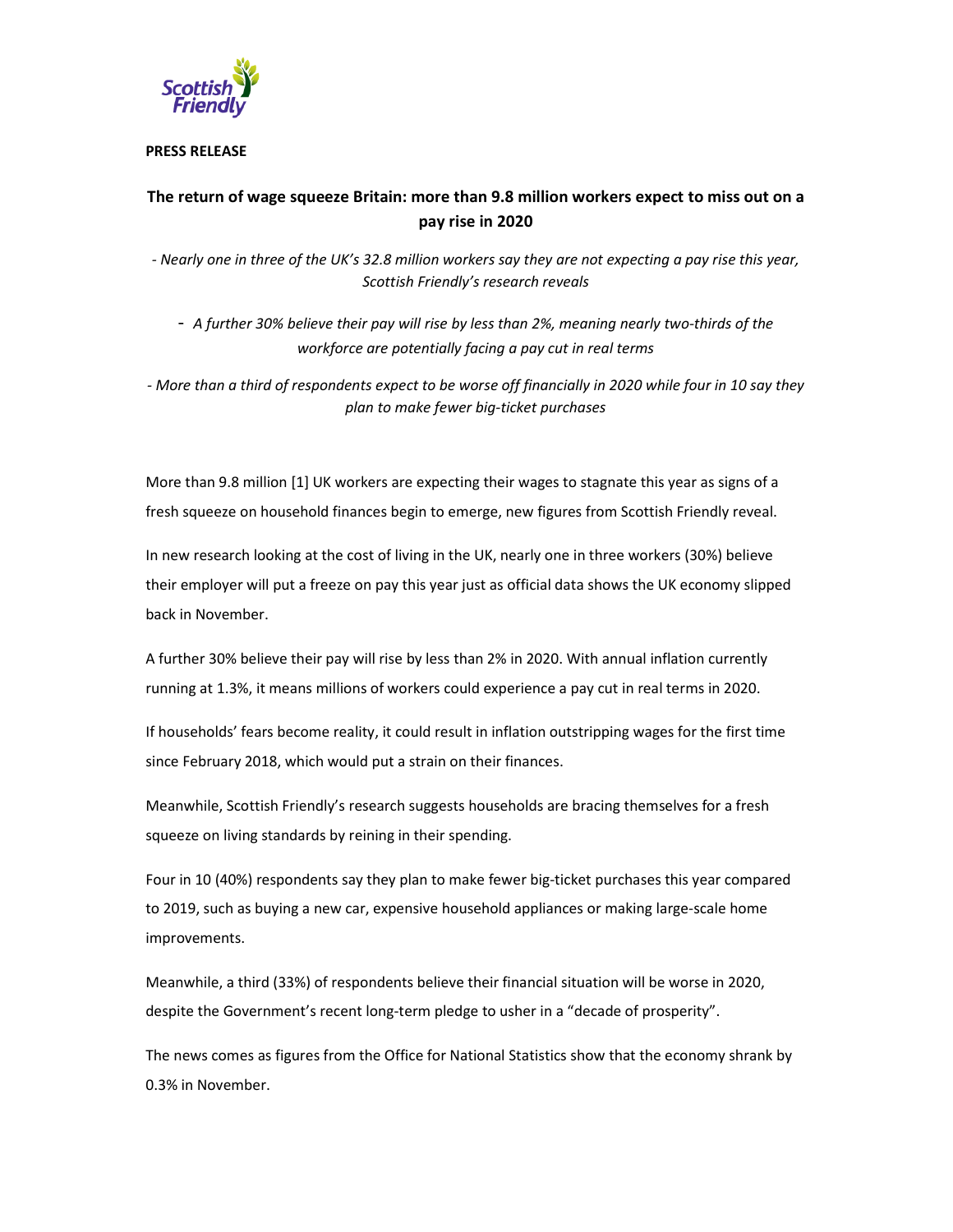**PRESS RELEASE**

## The return of wage squeeze Britain: more than 9.8 million workers expect to miss out on a pay rise in 2020

*- Nearly one in three of the UK's 32.8 million workers say they are not expecting a pay rise this year, Scottish Friendly's research reveals*

*- A further 30% believe their pay will rise by less than 2%, meaning nearly two-thirds of the workforce are potentially facing a pay cut in real terms*

*- More than a third of respondents expect to be worse off financially in 2020 while four in 10 say they plan to make fewer big-ticket purchases*

More than 9.8 million [1] UK workers are expecting their wages to stagnate this year as signs of a fresh squeeze on household finances begin to emerge, new figures from Scottish Friendly reveal.

In new research looking at the cost of living in the UK, nearly one in three workers (30%) believe their employer will put a freeze on pay this year just as official data shows the UK economy slipped back in November.

A further 30% believe their pay will rise by less than 2% in 2020. With annual inflation currently running at 1.3%, it means millions of workers could experience a pay cut in real terms in 2020.

If households' fears become reality, it could result in inflation outstripping wages for the first time since February 2018, which would put a strain on their finances.

Meanwhile, Scottish Friendly's research suggests households are bracing themselves for a fresh squeeze on living standards by reining in their spending.

Four in 10 (40%) respondents say they plan to make fewer big-ticket purchases this year compared to 2019, such as buying a new car, expensive household appliances or making large-scale home improvements.

Meanwhile, a third (33%) of respondents believe their financial situation will be worse in 2020, despite the Government's recent long-term pledge to usher in a "decade of prosperity".

The news comes as figures from the Office for National Statistics show that the economy shrank by 0.3% in November.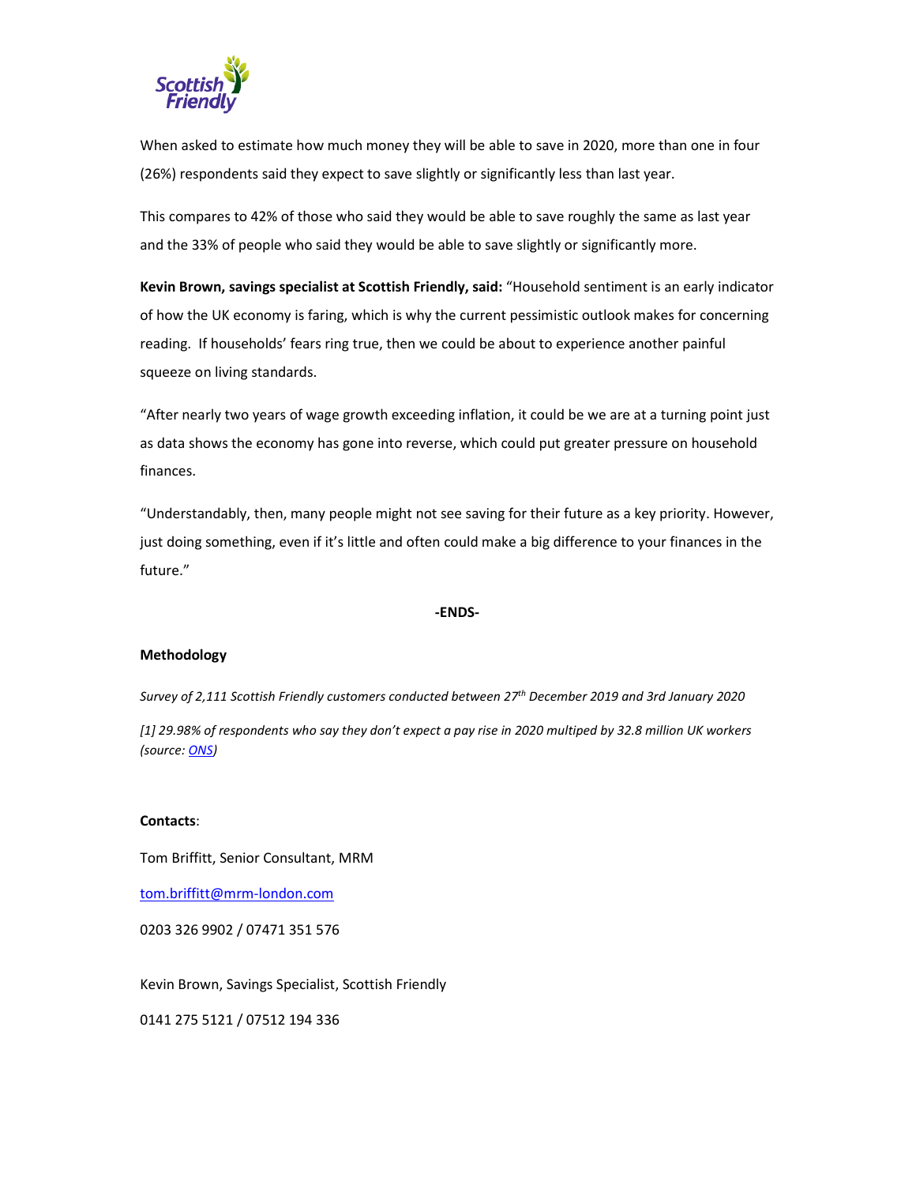When asked to estimate how much money they will be able to save in 2020, more than one in four (26%) respondents said they expect to save slightly or significantly less than last year.

This compares to 42% of those who said they would be able to save roughly the same as last year and the 33% of people who said they would be able to save slightly or significantly more.

**Kevin Brown, savings specialist at Scottish Friendly, said:** "Household sentiment is an early indicator of how the UK economy is faring, which is why the current pessimistic outlook makes for concerning reading. If households' fears ring true, then we could be about to experience another painful squeeze on living standards.

"After nearly two years of wage growth exceeding inflation, it could be we are at a turning point just as data shows the economy has gone into reverse, which could put greater pressure on household finances.

"Understandably, then, many people might not see saving for their future as a key priority. However, just doing something, even if it's little and often could make a big difference to your finances in the future."

**-ENDS-**

**Methodology**

*Survey of 2,111 Scottish Friendly customers conducted between 27th December 2019 and 3rd January 2020*

*[1] 29.98% of respondents who say they don't expect a pay rise in 2020 multiped by 32.8 million UK workers (source: ONS)*

**Contacts**:

Tom Briffitt, Senior Consultant, MRM

tom.briffitt@mrm-london.com

0203 326 9902 / 07471 351 576

Kevin Brown, Savings Specialist, Scottish Friendly

0141 275 5121 / 07512 194 336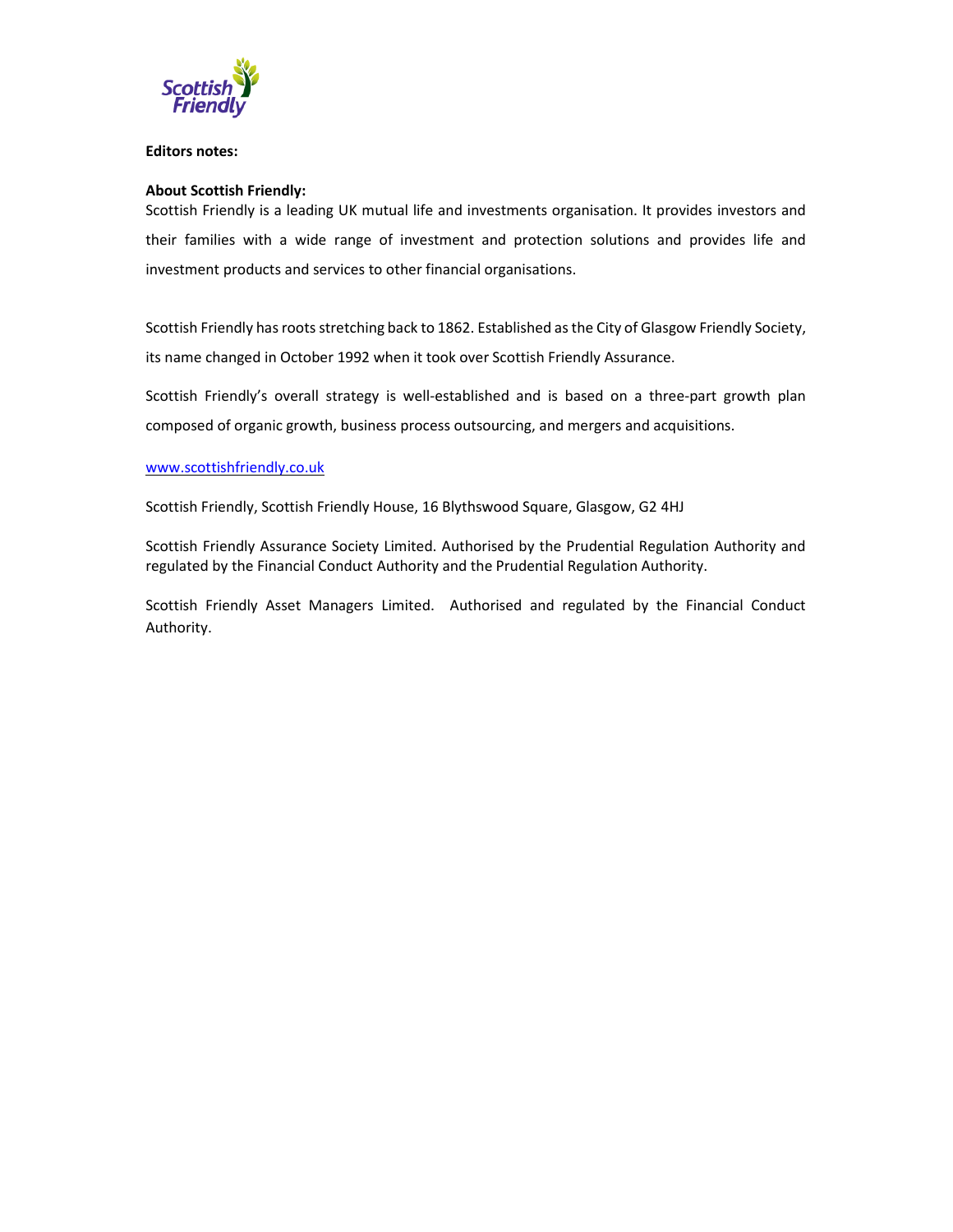**Editors notes:**

**About Scottish Friendly:**

Scottish Friendly is a leading UK mutual life and investments organisation. It provides investors and their families with a wide range of investment and protection solutions and provides life and investment products and services to other financial organisations.

Scottish Friendly has roots stretching back to 1862. Established as the City of Glasgow Friendly Society, its name changed in October 1992 when it took over Scottish Friendly Assurance.

Scottish Friendly's overall strategy is well-established and is based on a three-part growth plan composed of organic growth, business process outsourcing, and mergers and acquisitions.

[www.scottishfriendly.co.uk](http://www.scottishfriendly.co.uk)

Scottish Friendly, Scottish Friendly House, 16 Blythswood Square, Glasgow, G2 4HJ

Scottish Friendly Assurance Society Limited. Authorised by the Prudential Regulation Authority and regulated by the Financial Conduct Authority and the Prudential Regulation Authority.

Scottish Friendly Asset Managers Limited. Authorised and regulated by the Financial Conduct Authority.